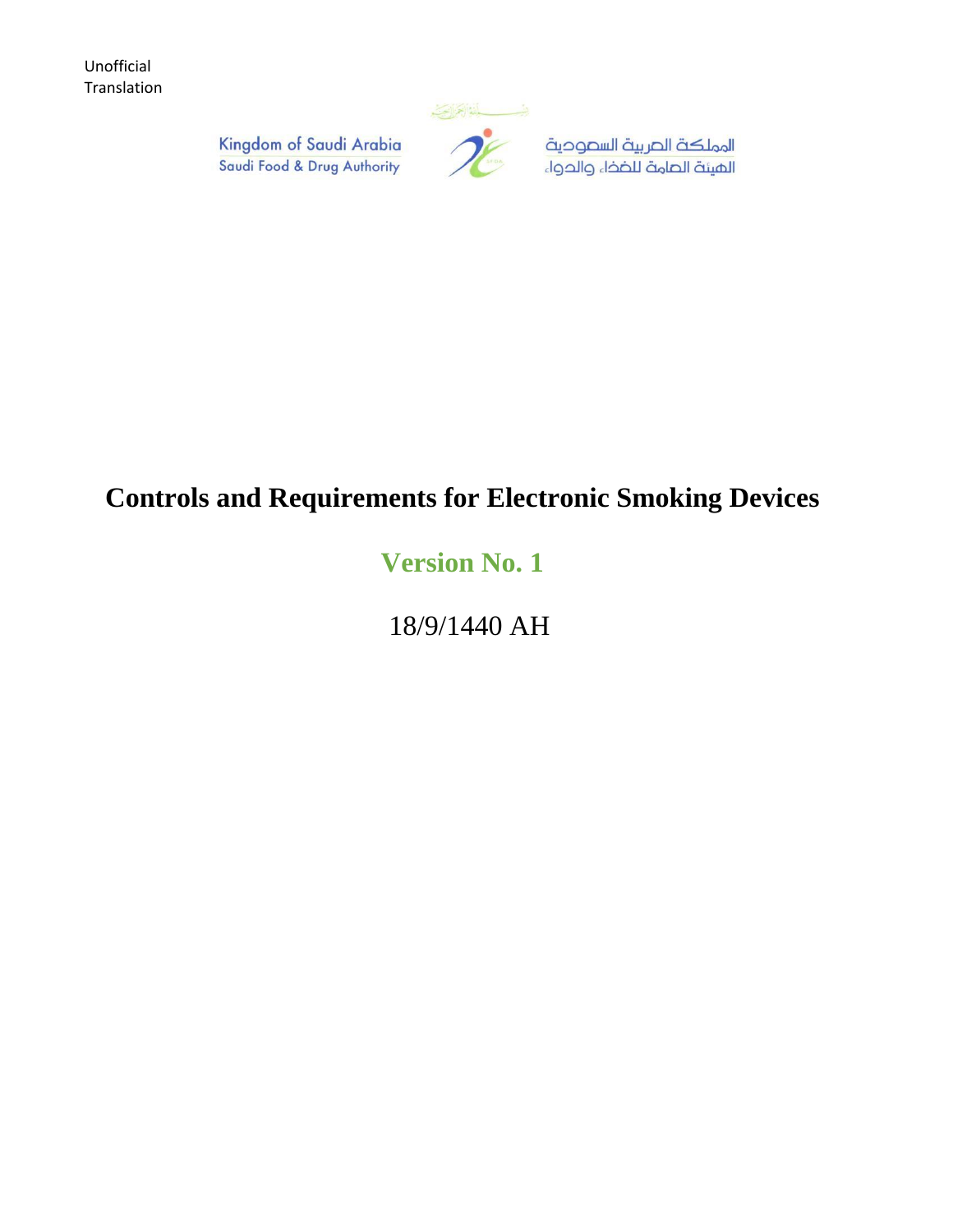Unofficial Translation

Kingdom of Saudi Arabia
Saudi Food & Drug Authority

المملكة العربية السعودية
الهيئة العامة للغذاء والدواء

# Controls and Requirements for Electronic Smoking Devices

## Version No. 1

18/9/1440 AH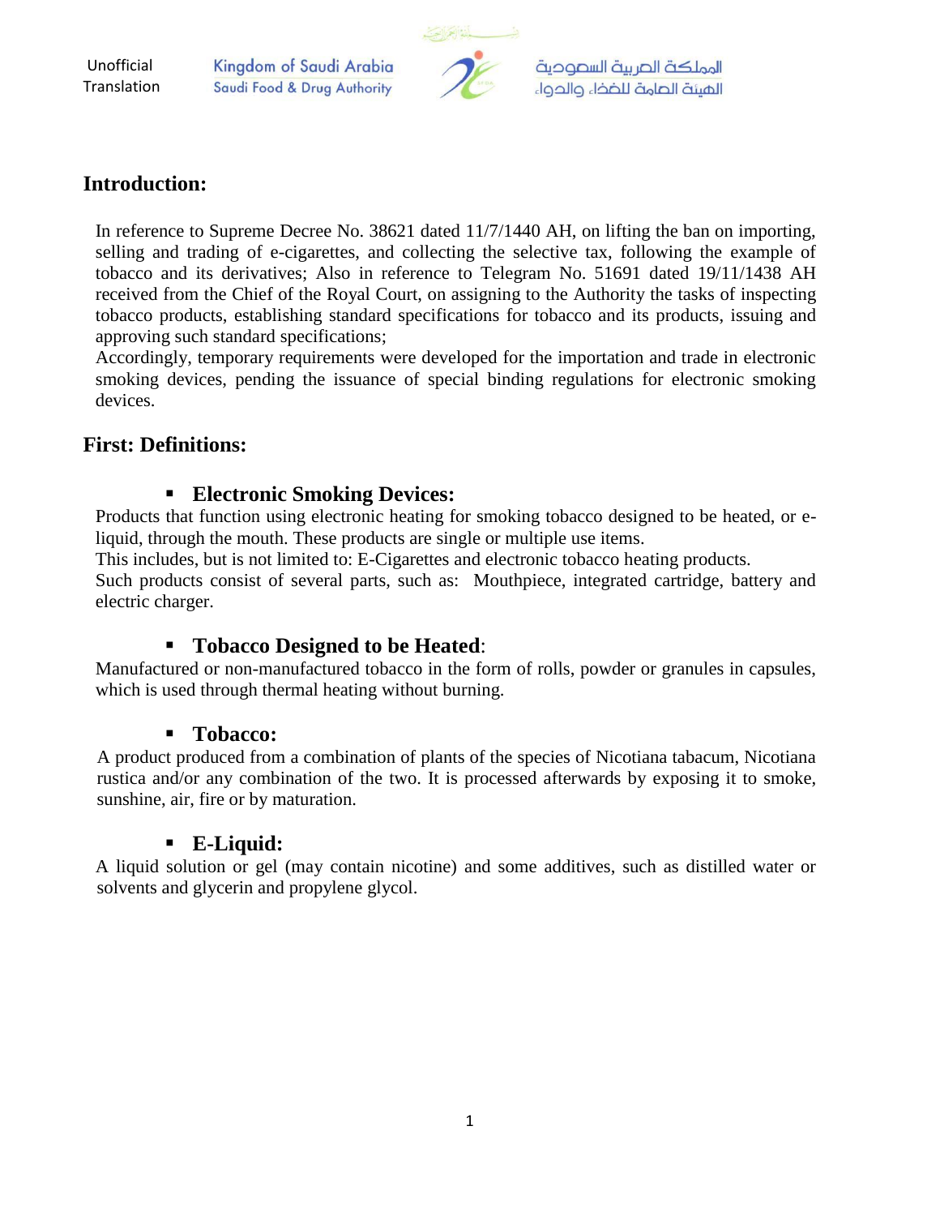## Introduction:

In reference to Supreme Decree No. 38621 dated 11/7/1440 AH, on lifting the ban on importing, selling and trading of e-cigarettes, and collecting the selective tax, following the example of tobacco and its derivatives; Also in reference to Telegram No. 51691 dated 19/11/1438 AH received from the Chief of the Royal Court, on assigning to the Authority the tasks of inspecting tobacco products, establishing standard specifications for tobacco and its products, issuing and approving such standard specifications;

Accordingly, temporary requirements were developed for the importation and trade in electronic smoking devices, pending the issuance of special binding regulations for electronic smoking devices.

## First: Definitions:

- **Electronic Smoking Devices:**

Products that function using electronic heating for smoking tobacco designed to be heated, or e-liquid, through the mouth. These products are single or multiple use items.

This includes, but is not limited to: E-Cigarettes and electronic tobacco heating products.

Such products consist of several parts, such as: Mouthpiece, integrated cartridge, battery and electric charger.

- **Tobacco Designed to be Heated**:

Manufactured or non-manufactured tobacco in the form of rolls, powder or granules in capsules, which is used through thermal heating without burning.

- **Tobacco:**

A product produced from a combination of plants of the species of Nicotiana tabacum, Nicotiana rustica and/or any combination of the two. It is processed afterwards by exposing it to smoke, sunshine, air, fire or by maturation.

- **E-Liquid:**

A liquid solution or gel (may contain nicotine) and some additives, such as distilled water or solvents and glycerin and propylene glycol.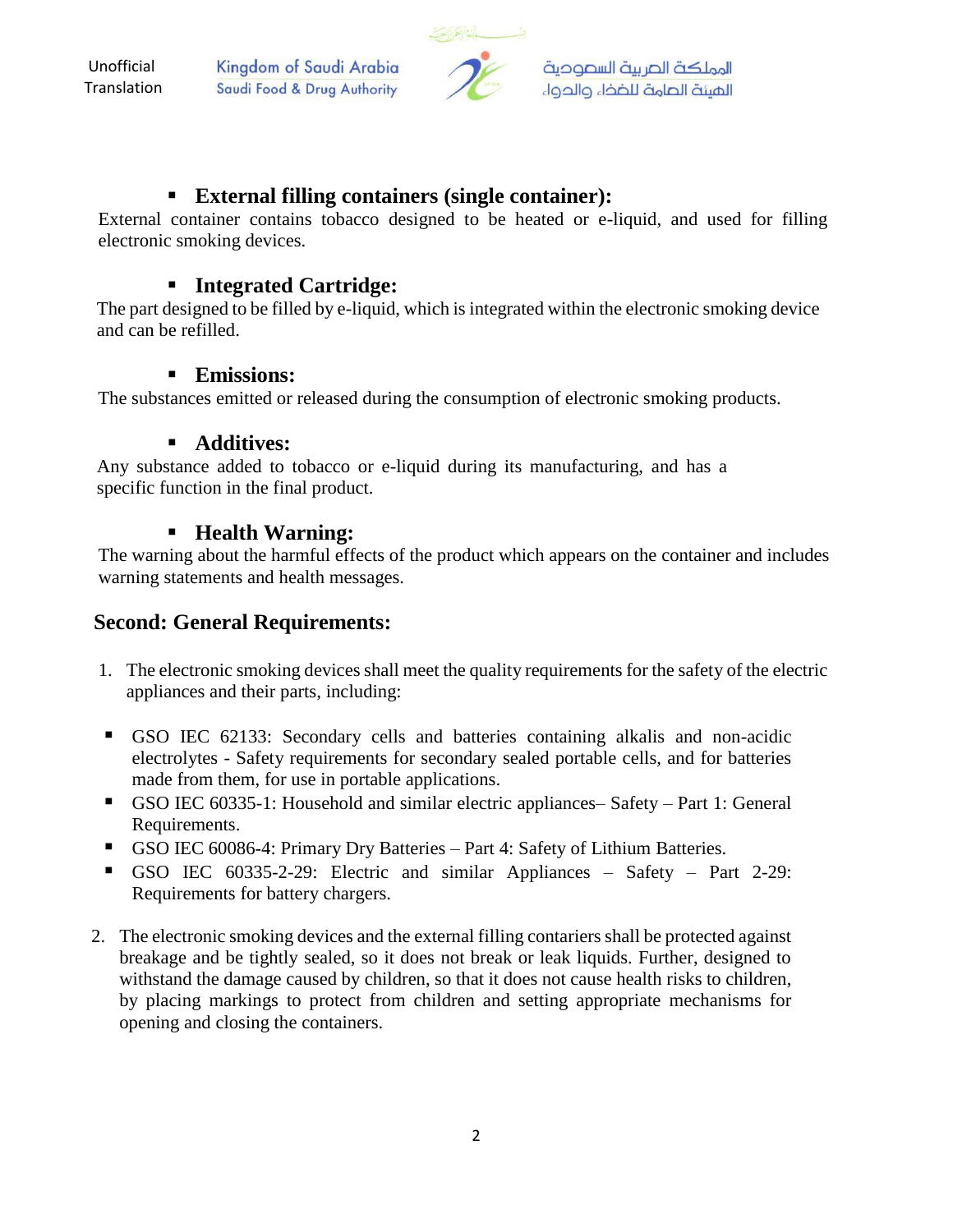- **External filling containers (single container):**

External container contains tobacco designed to be heated or e-liquid, and used for filling electronic smoking devices.

- **Integrated Cartridge:**

The part designed to be filled by e-liquid, which is integrated within the electronic smoking device and can be refilled.

- **Emissions:**

The substances emitted or released during the consumption of electronic smoking products.

- **Additives:**

Any substance added to tobacco or e-liquid during its manufacturing, and has a specific function in the final product.

- **Health Warning:**

The warning about the harmful effects of the product which appears on the container and includes warning statements and health messages.

## Second: General Requirements:

1. The electronic smoking devices shall meet the quality requirements for the safety of the electric appliances and their parts, including:

   - GSO IEC 62133: Secondary cells and batteries containing alkalis and non-acidic electrolytes - Safety requirements for secondary sealed portable cells, and for batteries made from them, for use in portable applications.
   - GSO IEC 60335-1: Household and similar electric appliances– Safety – Part 1: General Requirements.
   - GSO IEC 60086-4: Primary Dry Batteries – Part 4: Safety of Lithium Batteries.
   - GSO IEC 60335-2-29: Electric and similar Appliances – Safety – Part 2-29: Requirements for battery chargers.

2. The electronic smoking devices and the external filling contariers shall be protected against breakage and be tightly sealed, so it does not break or leak liquids. Further, designed to withstand the damage caused by children, so that it does not cause health risks to children, by placing markings to protect from children and setting appropriate mechanisms for opening and closing the containers.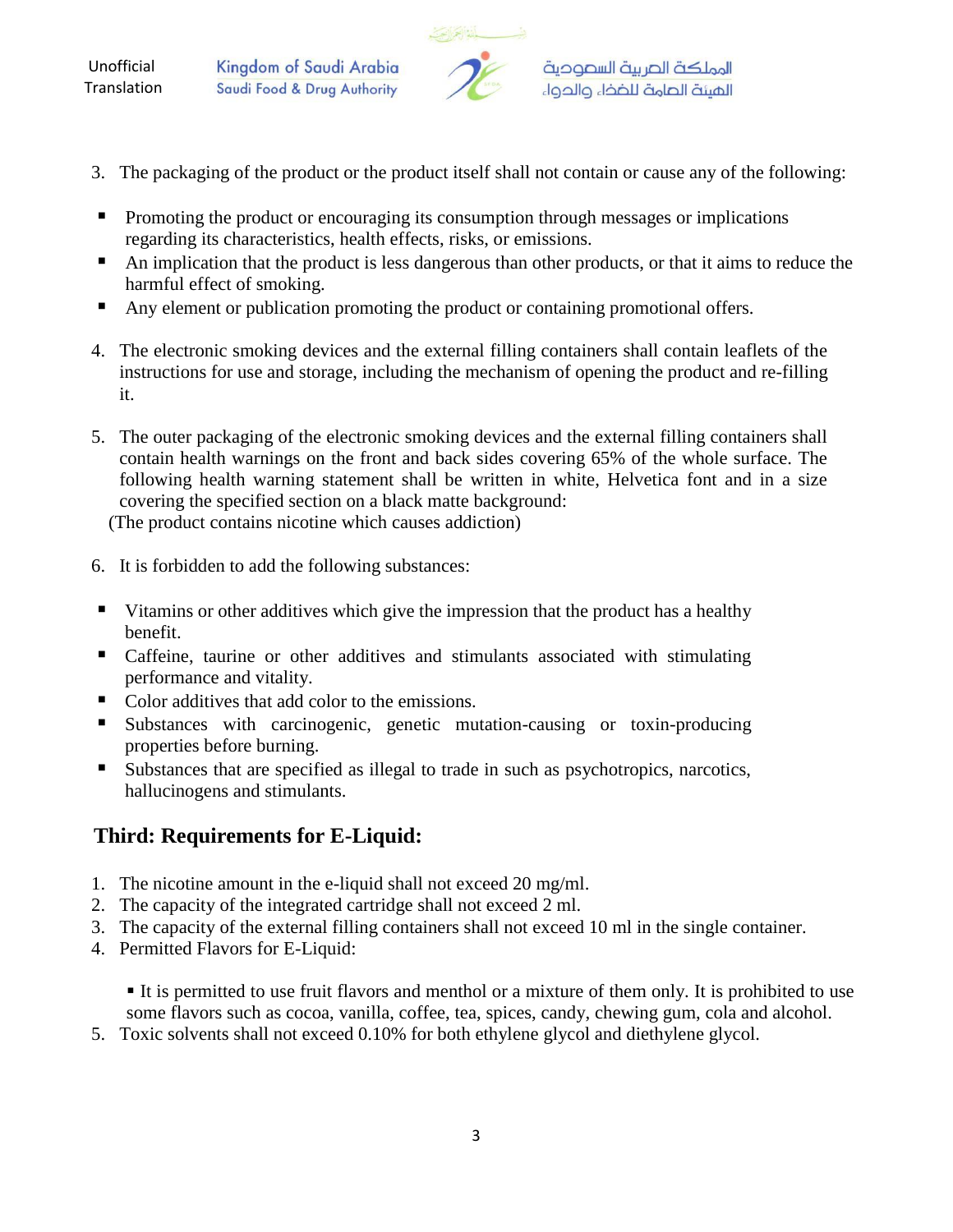3. The packaging of the product or the product itself shall not contain or cause any of the following:

- Promoting the product or encouraging its consumption through messages or implications regarding its characteristics, health effects, risks, or emissions.
- An implication that the product is less dangerous than other products, or that it aims to reduce the harmful effect of smoking.
- Any element or publication promoting the product or containing promotional offers.

4. The electronic smoking devices and the external filling containers shall contain leaflets of the instructions for use and storage, including the mechanism of opening the product and re-filling it.

5. The outer packaging of the electronic smoking devices and the external filling containers shall contain health warnings on the front and back sides covering 65% of the whole surface. The following health warning statement shall be written in white, Helvetica font and in a size covering the specified section on a black matte background:
(The product contains nicotine which causes addiction)

6. It is forbidden to add the following substances:

- Vitamins or other additives which give the impression that the product has a healthy benefit.
- Caffeine, taurine or other additives and stimulants associated with stimulating performance and vitality.
- Color additives that add color to the emissions.
- Substances with carcinogenic, genetic mutation-causing or toxin-producing properties before burning.
- Substances that are specified as illegal to trade in such as psychotropics, narcotics, hallucinogens and stimulants.

## Third: Requirements for E-Liquid:

1. The nicotine amount in the e-liquid shall not exceed 20 mg/ml.
2. The capacity of the integrated cartridge shall not exceed 2 ml.
3. The capacity of the external filling containers shall not exceed 10 ml in the single container.
4. Permitted Flavors for E-Liquid:
   - It is permitted to use fruit flavors and menthol or a mixture of them only. It is prohibited to use some flavors such as cocoa, vanilla, coffee, tea, spices, candy, chewing gum, cola and alcohol.
5. Toxic solvents shall not exceed 0.10% for both ethylene glycol and diethylene glycol.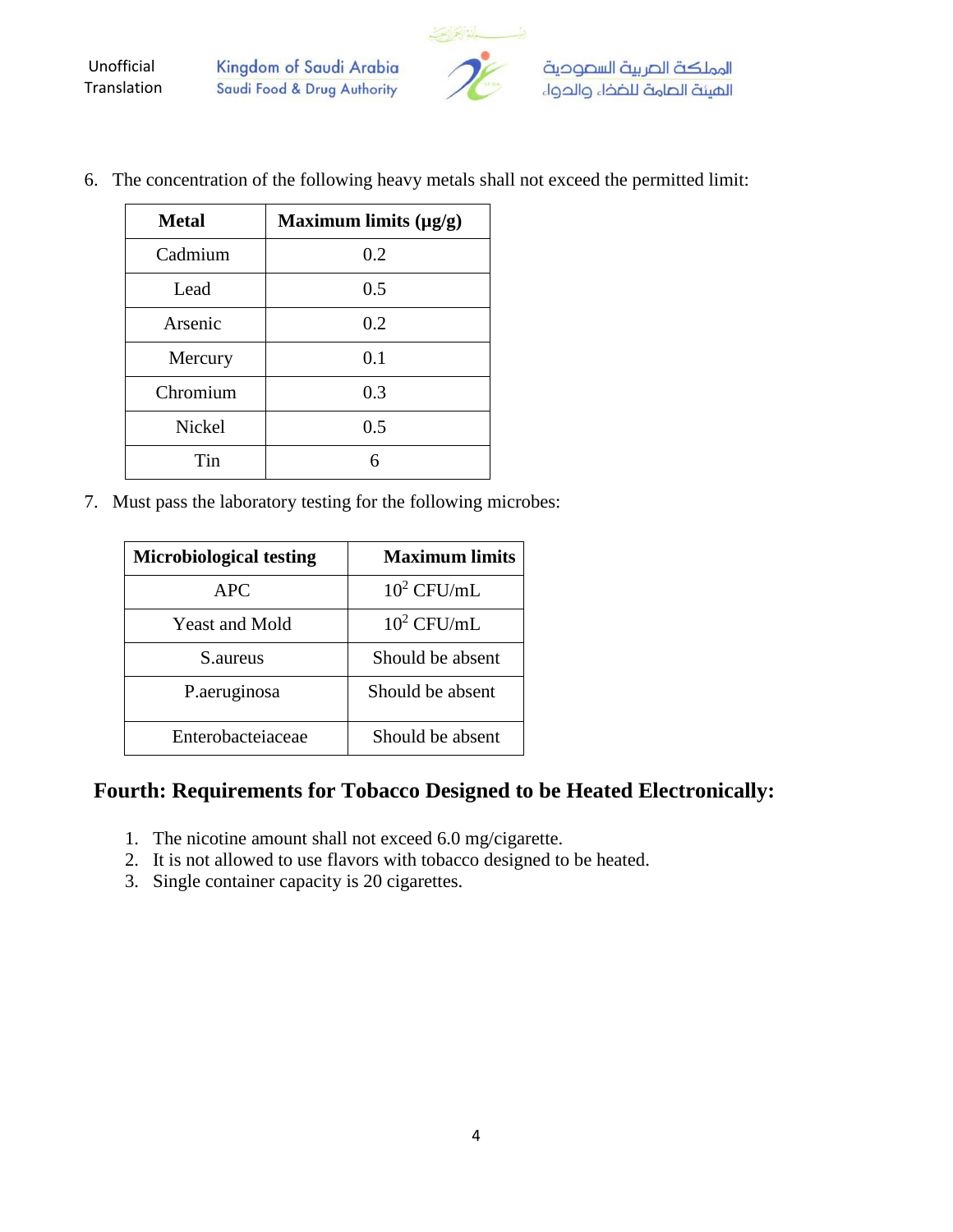6. The concentration of the following heavy metals shall not exceed the permitted limit:

| Metal | Maximum limits (µg/g) |
|---|---|
| Cadmium | 0.2 |
| Lead | 0.5 |
| Arsenic | 0.2 |
| Mercury | 0.1 |
| Chromium | 0.3 |
| Nickel | 0.5 |
| Tin | 6 |

7. Must pass the laboratory testing for the following microbes:

| Microbiological testing | Maximum limits |
|---|---|
| APC | $10^2$ CFU/mL |
| Yeast and Mold | $10^2$ CFU/mL |
| S.aureus | Should be absent |
| P.aeruginosa | Should be absent |
| Enterobacteiaceae | Should be absent |

## Fourth: Requirements for Tobacco Designed to be Heated Electronically:

1. The nicotine amount shall not exceed 6.0 mg/cigarette.
2. It is not allowed to use flavors with tobacco designed to be heated.
3. Single container capacity is 20 cigarettes.